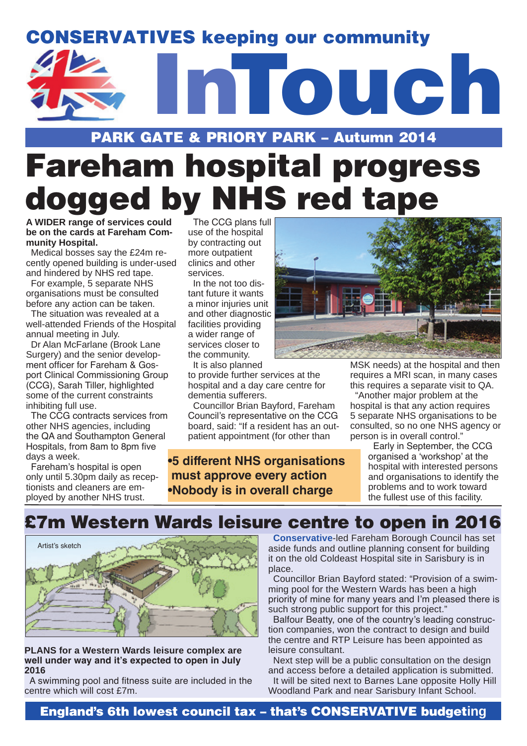CONSERVATIVES keeping our community

# InTouch

PARK GATE & PRIORY PARK – Autumn 2014

# Fareham hospital progress dogged by NHS red tape

**A WIDER range of services could be on the cards at Fareham Community Hospital.**

Medical bosses say the £24m recently opened building is under-used and hindered by NHS red tape.

For example, 5 separate NHS organisations must be consulted before any action can be taken.

The situation was revealed at a well-attended Friends of the Hospital annual meeting in July.

Dr Alan McFarlane (Brook Lane Surgery) and the senior development officer for Fareham & Gosport Clinical Commissioning Group (CCG), Sarah Tiller, highlighted some of the current constraints inhibiting full use.

The CCG contracts services from other NHS agencies, including the QA and Southampton General Hospitals, from 8am to 8pm five days a week.

Fareham's hospital is open only until 5.30pm daily as receptionists and cleaners are employed by another NHS trust.

The CCG plans full use of the hospital by contracting out more outpatient clinics and other services.

In the not too distant future it wants a minor injuries unit and other diagnostic facilities providing a wider range of services closer to the community.

It is also planned to provide further services at the hospital and a day care centre for dementia sufferers.

Councillor Brian Bayford, Fareham Council's representative on the CCG board, said: "If a resident has an outpatient appointment (for other than MSK needs) at the hospital and then requires a MRI scan, in many cases this requires a separate visit to QA.

"Another major problem at the hospital is that any action requires 5 separate NHS organisations to be consulted, so no one NHS agency or person is in overall control."

**•5 different NHS organisations must approve every action**
**•Nobody is in overall charge**

Early in September, the CCG organised a 'workshop' at the hospital with interested persons and organisations to identify the problems and to work toward the fullest use of this facility.

## £7m Western Wards leisure centre to open in 2016

Artist's sketch

**PLANS for a Western Wards leisure complex are well under way and it's expected to open in July 2016**

A swimming pool and fitness suite are included in the centre which will cost £7m.

**Conservative**-led Fareham Borough Council has set aside funds and outline planning consent for building it on the old Coldeast Hospital site in Sarisbury is in place.

Councillor Brian Bayford stated: "Provision of a swimming pool for the Western Wards has been a high priority of mine for many years and I'm pleased there is such strong public support for this project."

Balfour Beatty, one of the country's leading construction companies, won the contract to design and build the centre and RTP Leisure has been appointed as leisure consultant.

Next step will be a public consultation on the design and access before a detailed application is submitted.

It will be sited next to Barnes Lane opposite Holly Hill Woodland Park and near Sarisbury Infant School.

**England's 6th lowest council tax – that's CONSERVATIVE budgeting**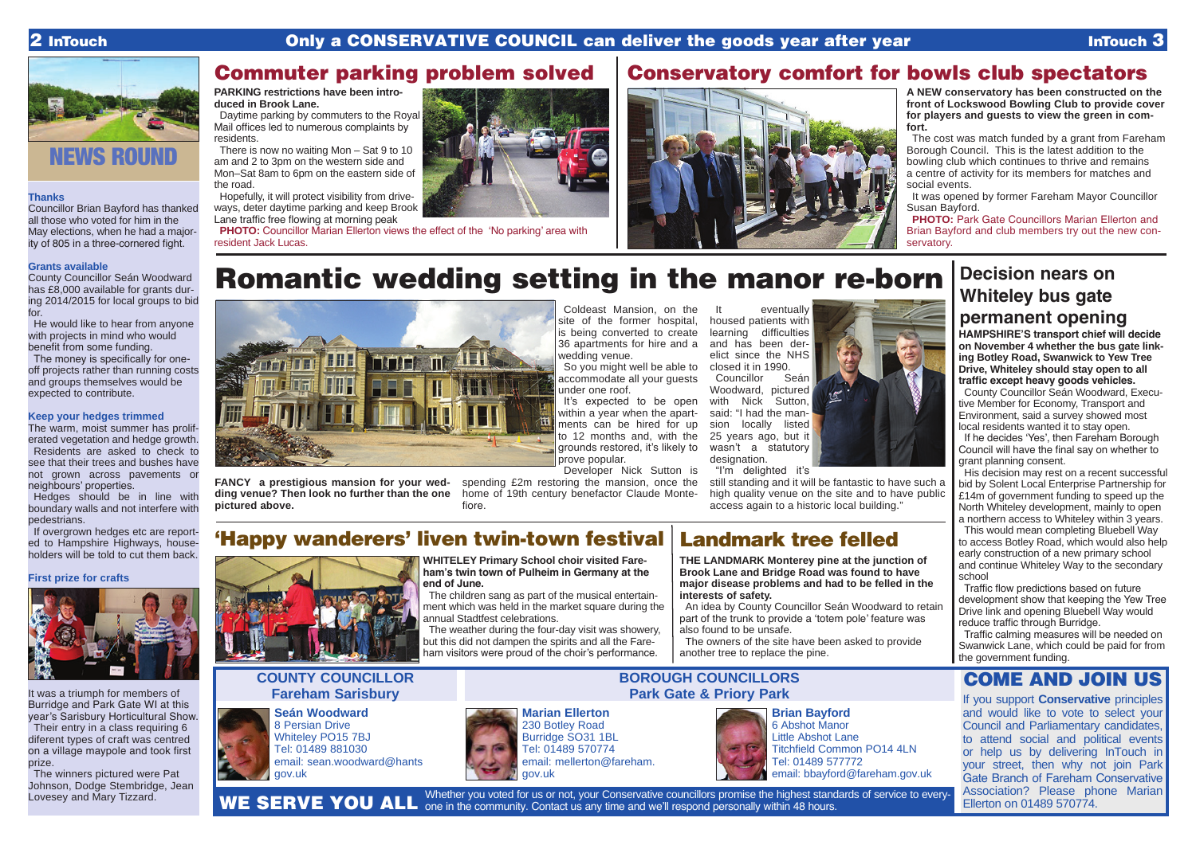# Only a CONSERVATIVE COUNCIL can deliver the goods year after year

## NEWS ROUND

### Thanks

Councillor Brian Bayford has thanked all those who voted for him in the May elections, when he had a majority of 805 in a three-cornered fight.

### Grants available

County Councillor Seán Woodward has £8,000 available for grants during 2014/2015 for local groups to bid for.

He would like to hear from anyone with projects in mind who would benefit from some funding.

The money is specifically for one-off projects rather than running costs and groups themselves would be expected to contribute.

### Keep your hedges trimmed

The warm, moist summer has proliferated vegetation and hedge growth.

Residents are asked to check to see that their trees and bushes have not grown across pavements or neighbours' properties.

Hedges should be in line with boundary walls and not interfere with pedestrians.

If overgrown hedges etc are reported to Hampshire Highways, householders will be told to cut them back.

### First prize for crafts

It was a triumph for members of Burridge and Park Gate WI at this year's Sarisbury Horticultural Show.

Their entry in a class requiring 6 diferent types of craft was centred on a village maypole and took first prize.

The winners pictured were Pat Johnson, Dodge Stembridge, Jean Lovesey and Mary Tizzard.

## Commuter parking problem solved

**PARKING restrictions have been introduced in Brook Lane.**

Daytime parking by commuters to the Royal Mail offices led to numerous complaints by residents.

There is now no waiting Mon – Sat 9 to 10 am and 2 to 3pm on the western side and Mon–Sat 8am to 6pm on the eastern side of the road.

Hopefully, it will protect visibility from driveways, deter daytime parking and keep Brook Lane traffic free flowing at morning peak

**PHOTO:** Councillor Marian Ellerton views the effect of the 'No parking' area with resident Jack Lucas.

## Conservatory comfort for bowls club spectators

**A NEW conservatory has been constructed on the front of Lockswood Bowling Club to provide cover for players and guests to view the green in comfort.**

The cost was match funded by a grant from Fareham Borough Council. This is the latest addition to the bowling club which continues to thrive and remains a centre of activity for its members for matches and social events.

It was opened by former Fareham Mayor Councillor Susan Bayford.

**PHOTO:** Park Gate Councillors Marian Ellerton and Brian Bayford and club members try out the new conservatory.

## Romantic wedding setting in the manor re-born

**FANCY a prestigious mansion for your wedding venue? Then look no further than the one pictured above.**

Coldeast Mansion, on the site of the former hospital, is being converted to create 36 apartments for hire and a wedding venue.

So you might well be able to accommodate all your guests under one roof.

It's expected to be open within a year when the apartments can be hired for up to 12 months and, with the grounds restored, it's likely to prove popular.

Developer Nick Sutton is spending £2m restoring the mansion, once the home of 19th century benefactor Claude Montefiore.

It eventually housed patients with learning difficulties and has been derelict since the NHS closed it in 1990.

Councillor Seán Woodward, pictured with Nick Sutton, said: "I had the mansion locally listed 25 years ago, but it wasn't a statutory designation.

"I'm delighted it's still standing and it will be fantastic to have such a high quality venue on the site and to have public access again to a historic local building."

## Decision nears on Whiteley bus gate permanent opening

**HAMPSHIRE'S transport chief will decide on November 4 whether the bus gate linking Botley Road, Swanwick to Yew Tree Drive, Whiteley should stay open to all traffic except heavy goods vehicles.**

County Councillor Seán Woodward, Executive Member for Economy, Transport and Environment, said a survey showed most local residents wanted it to stay open.

If he decides 'Yes', then Fareham Borough Council will have the final say on whether to grant planning consent.

His decision may rest on a recent successful bid by Solent Local Enterprise Partnership for £14m of government funding to speed up the North Whiteley development, mainly to open a northern access to Whiteley within 3 years.

This would mean completing Bluebell Way to access Botley Road, which would also help early construction of a new primary school and continue Whiteley Way to the secondary school

Traffic flow predictions based on future development show that keeping the Yew Tree Drive link and opening Bluebell Way would reduce traffic through Burridge.

Traffic calming measures will be needed on Swanwick Lane, which could be paid for from the government funding.

## 'Happy wanderers' liven twin-town festival

**WHITELEY Primary School choir visited Fareham's twin town of Pulheim in Germany at the end of June.**

The children sang as part of the musical entertainment which was held in the market square during the annual Stadtfest celebrations.

The weather during the four-day visit was showery, but this did not dampen the spirits and all the Fareham visitors were proud of the choir's performance.

## Landmark tree felled

**THE LANDMARK Monterey pine at the junction of Brook Lane and Bridge Road was found to have major disease problems and had to be felled in the interests of safety.**

An idea by County Councillor Seán Woodward to retain part of the trunk to provide a 'totem pole' feature was also found to be unsafe.

The owners of the site have been asked to provide another tree to replace the pine.

### COUNTY COUNCILLOR Fareham Sarisbury

**Seán Woodward**
8 Persian Drive
Whiteley PO15 7BJ
Tel: 01489 881030
email: sean.woodward@hants.gov.uk

### BOROUGH COUNCILLORS Park Gate & Priory Park

**Marian Ellerton**
230 Botley Road
Burridge SO31 1BL
Tel: 01489 570774
email: mellerton@fareham.gov.uk

**Brian Bayford**
6 Abshot Manor
Little Abshot Lane
Titchfield Common PO14 4LN
Tel: 01489 577772
email: bbayford@fareham.gov.uk

## COME AND JOIN US

If you support **Conservative** principles and would like to vote to select your Council and Parliamentary candidates, to attend social and political events or help us by delivering InTouch in your street, then why not join Park Gate Branch of Fareham Conservative Association? Please phone Marian Ellerton on 01489 570774.

**WE SERVE YOU ALL** Whether you voted for us or not, your Conservative councillors promise the highest standards of service to everyone in the community. Contact us any time and we'll respond personally within 48 hours.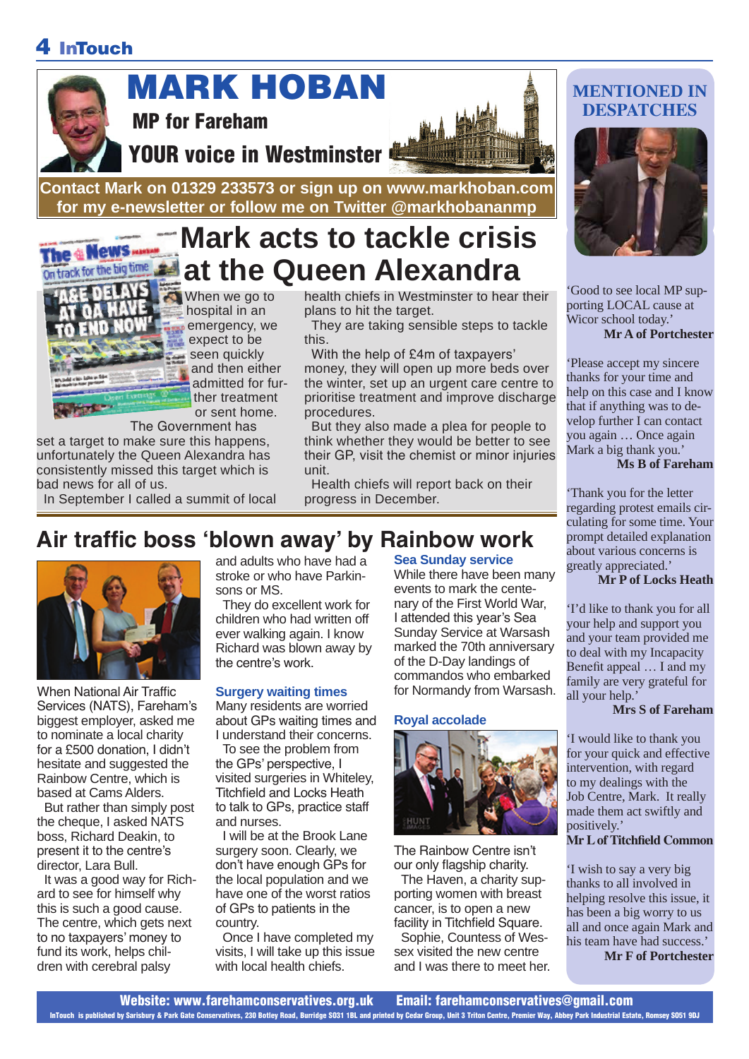# MARK HOBAN

**MP for Fareham**

**YOUR voice in Westminster**

**Contact Mark on 01329 233573 or sign up on www.markhoban.com for my e-newsletter or follow me on Twitter @markhobananmp**

## Mark acts to tackle crisis at the Queen Alexandra

When we go to hospital in an emergency, we expect to be seen quickly and then either admitted for further treatment or sent home.

The Government has set a target to make sure this happens, unfortunately the Queen Alexandra has consistently missed this target which is bad news for all of us.

In September I called a summit of local health chiefs in Westminster to hear their plans to hit the target.

They are taking sensible steps to tackle this.

With the help of £4m of taxpayers' money, they will open up more beds over the winter, set up an urgent care centre to prioritise treatment and improve discharge procedures.

But they also made a plea for people to think whether they would be better to see their GP, visit the chemist or minor injuries unit.

Health chiefs will report back on their progress in December.

## Air traffic boss 'blown away' by Rainbow work

When National Air Traffic Services (NATS), Fareham's biggest employer, asked me to nominate a local charity for a £500 donation, I didn't hesitate and suggested the Rainbow Centre, which is based at Cams Alders.

But rather than simply post the cheque, I asked NATS boss, Richard Deakin, to present it to the centre's director, Lara Bull.

It was a good way for Richard to see for himself why this is such a good cause. The centre, which gets next to no taxpayers' money to fund its work, helps children with cerebral palsy and adults who have had a stroke or who have Parkinsons or MS.

They do excellent work for children who had written off ever walking again. I know Richard was blown away by the centre's work.

### Surgery waiting times

Many residents are worried about GPs waiting times and I understand their concerns.

To see the problem from the GPs' perspective, I visited surgeries in Whiteley, Titchfield and Locks Heath to talk to GPs, practice staff and nurses.

I will be at the Brook Lane surgery soon. Clearly, we don't have enough GPs for the local population and we have one of the worst ratios of GPs to patients in the country.

Once I have completed my visits, I will take up this issue with local health chiefs.

### Sea Sunday service

While there have been many events to mark the centenary of the First World War, I attended this year's Sea Sunday Service at Warsash marked the 70th anniversary of the D-Day landings of commandos who embarked for Normandy from Warsash.

### Royal accolade

The Rainbow Centre isn't our only flagship charity.

The Haven, a charity supporting women with breast cancer, is to open a new facility in Titchfield Square.

Sophie, Countess of Wessex visited the new centre and I was there to meet her.

## MENTIONED IN DESPATCHES

'Good to see local MP supporting LOCAL cause at Wicor school today.'
**Mr A of Portchester**

'Please accept my sincere thanks for your time and help on this case and I know that if anything was to develop further I can contact you again … Once again Mark a big thank you.'
**Ms B of Fareham**

'Thank you for the letter regarding protest emails circulating for some time. Your prompt detailed explanation about various concerns is greatly appreciated.'
**Mr P of Locks Heath**

'I'd like to thank you for all your help and support you and your team provided me to deal with my Incapacity Benefit appeal … I and my family are very grateful for all your help.'
**Mrs S of Fareham**

'I would like to thank you for your quick and effective intervention, with regard to my dealings with the Job Centre, Mark. It really made them act swiftly and positively.'
**Mr L of Titchfield Common**

'I wish to say a very big thanks to all involved in helping resolve this issue, it has been a big worry to us all and once again Mark and his team have had success.'
**Mr F of Portchester**

**Website: www.farehamconservatives.org.uk Email: farehamconservatives@gmail.com**

InTouch is published by Sarisbury & Park Gate Conservatives, 230 Botley Road, Burridge SO31 1BL and printed by Cedar Group, Unit 3 Triton Centre, Premier Way, Abbey Park Industrial Estate, Romsey SO51 9DJ